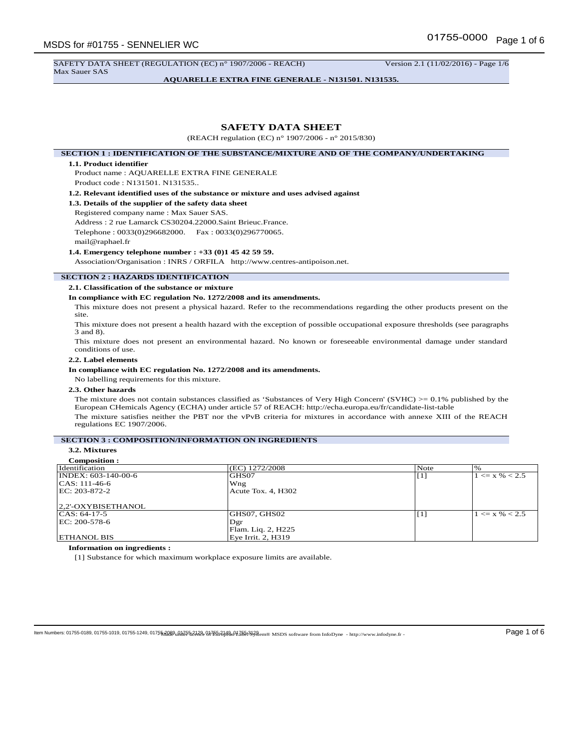SAFETY DATA SHEET (REGULATION (EC) n° 1907/2006 - REACH) Version 2.1 (11/02/2016) - Page 1/6
Max Sauer SAS

**AQUARELLE EXTRA FINE GENERALE - N131501. N131535.**

# SAFETY DATA SHEET

(REACH regulation (EC) n° 1907/2006 - n° 2015/830)

## SECTION 1 : IDENTIFICATION OF THE SUBSTANCE/MIXTURE AND OF THE COMPANY/UNDERTAKING

**1.1. Product identifier**

Product name : AQUARELLE EXTRA FINE GENERALE

Product code : N131501. N131535..

**1.2. Relevant identified uses of the substance or mixture and uses advised against**

**1.3. Details of the supplier of the safety data sheet**

Registered company name : Max Sauer SAS.

Address : 2 rue Lamarck CS30204.22000.Saint Brieuc.France.

Telephone : 0033(0)296682000. Fax : 0033(0)296770065.

mail@raphael.fr

**1.4. Emergency telephone number : +33 (0)1 45 42 59 59.**

Association/Organisation : INRS / ORFILA http://www.centres-antipoison.net.

## SECTION 2 : HAZARDS IDENTIFICATION

**2.1. Classification of the substance or mixture**

**In compliance with EC regulation No. 1272/2008 and its amendments.**

This mixture does not present a physical hazard. Refer to the recommendations regarding the other products present on the site.

This mixture does not present a health hazard with the exception of possible occupational exposure thresholds (see paragraphs 3 and 8).

This mixture does not present an environmental hazard. No known or foreseeable environmental damage under standard conditions of use.

**2.2. Label elements**

**In compliance with EC regulation No. 1272/2008 and its amendments.**

No labelling requirements for this mixture.

**2.3. Other hazards**

The mixture does not contain substances classified as 'Substances of Very High Concern' (SVHC) >= 0.1% published by the European CHemicals Agency (ECHA) under article 57 of REACH: http://echa.europa.eu/fr/candidate-list-table

The mixture satisfies neither the PBT nor the vPvB criteria for mixtures in accordance with annexe XIII of the REACH regulations EC 1907/2006.

## SECTION 3 : COMPOSITION/INFORMATION ON INGREDIENTS

**3.2. Mixtures**

**Composition :**

| Identification | (EC) 1272/2008 | Note | % |
|---|---|---|---|
| INDEX: 603-140-00-6<br>CAS: 111-46-6<br>EC: 203-872-2<br><br>2,2'-OXYBISETHANOL | GHS07<br>Wng<br>Acute Tox. 4, H302 | [1] | 1 <= x % < 2.5 |
| CAS: 64-17-5<br>EC: 200-578-6<br><br>ETHANOL BIS | GHS07, GHS02<br>Dgr<br>Flam. Liq. 2, H225<br>Eye Irrit. 2, H319 | [1] | 1 <= x % < 2.5 |

**Information on ingredients :**

[1] Substance for which maximum workplace exposure limits are available.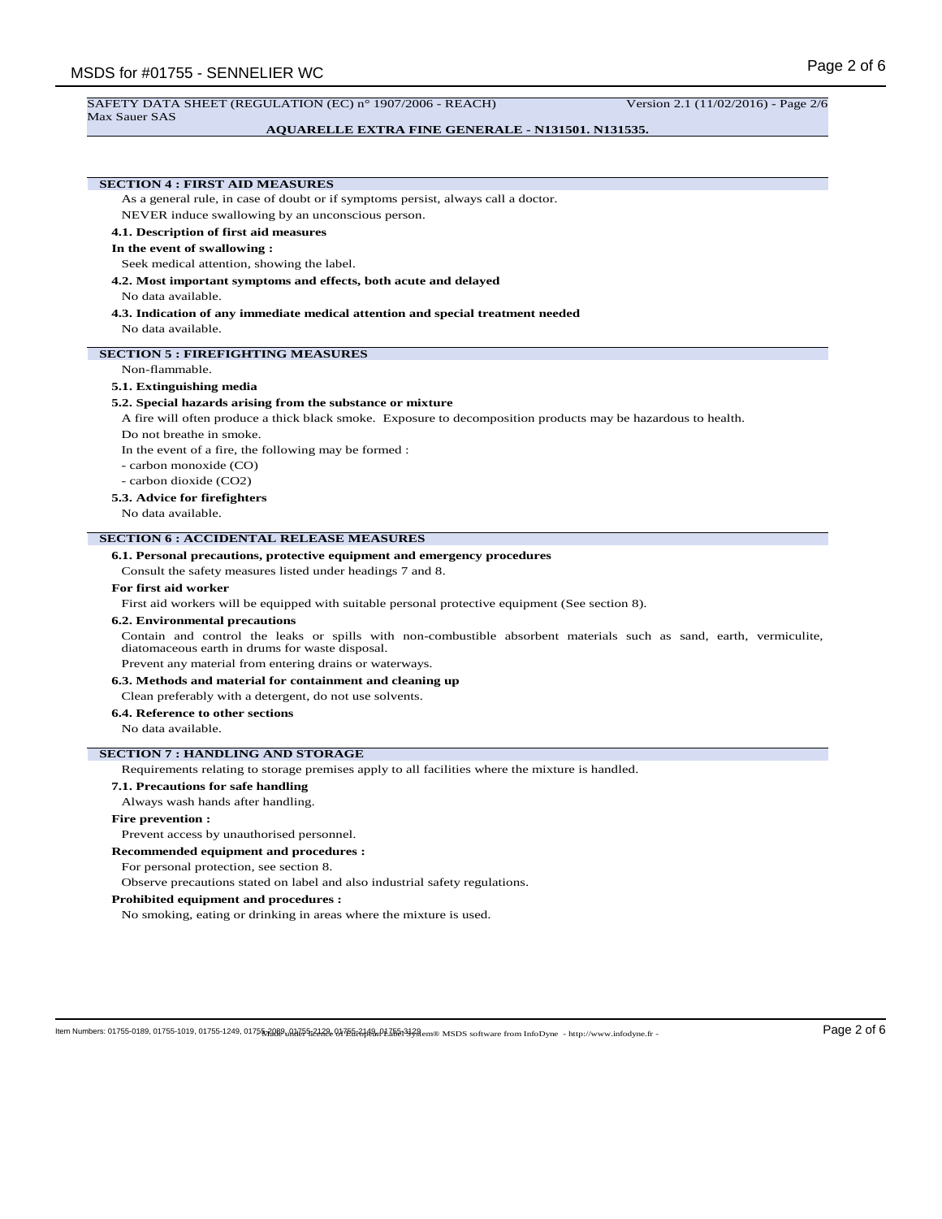## SECTION 4 : FIRST AID MEASURES

As a general rule, in case of doubt or if symptoms persist, always call a doctor.

NEVER induce swallowing by an unconscious person.

### 4.1. Description of first aid measures

**In the event of swallowing :**

Seek medical attention, showing the label.

### 4.2. Most important symptoms and effects, both acute and delayed

No data available.

### 4.3. Indication of any immediate medical attention and special treatment needed

No data available.

## SECTION 5 : FIREFIGHTING MEASURES

Non-flammable.

### 5.1. Extinguishing media

### 5.2. Special hazards arising from the substance or mixture

A fire will often produce a thick black smoke. Exposure to decomposition products may be hazardous to health.

Do not breathe in smoke.

In the event of a fire, the following may be formed :

- carbon monoxide (CO)
- carbon dioxide ($CO_2$)

### 5.3. Advice for firefighters

No data available.

## SECTION 6 : ACCIDENTAL RELEASE MEASURES

### 6.1. Personal precautions, protective equipment and emergency procedures

Consult the safety measures listed under headings 7 and 8.

**For first aid worker**

First aid workers will be equipped with suitable personal protective equipment (See section 8).

### 6.2. Environmental precautions

Contain and control the leaks or spills with non-combustible absorbent materials such as sand, earth, vermiculite, diatomaceous earth in drums for waste disposal.

Prevent any material from entering drains or waterways.

### 6.3. Methods and material for containment and cleaning up

Clean preferably with a detergent, do not use solvents.

### 6.4. Reference to other sections

No data available.

## SECTION 7 : HANDLING AND STORAGE

Requirements relating to storage premises apply to all facilities where the mixture is handled.

### 7.1. Precautions for safe handling

Always wash hands after handling.

**Fire prevention :**

Prevent access by unauthorised personnel.

**Recommended equipment and procedures :**

For personal protection, see section 8.

Observe precautions stated on label and also industrial safety regulations.

**Prohibited equipment and procedures :**

No smoking, eating or drinking in areas where the mixture is used.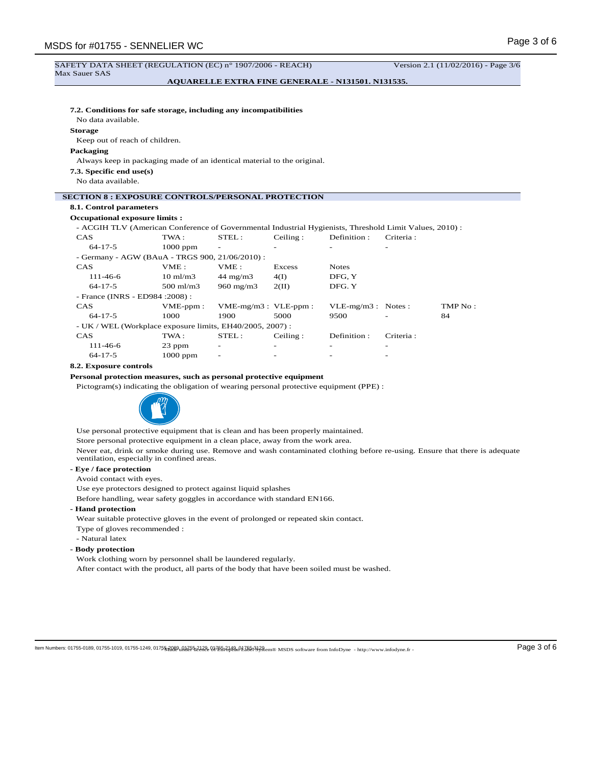SAFETY DATA SHEET (REGULATION (EC) n° 1907/2006 - REACH) Version 2.1 (11/02/2016) - Page 3/6
Max Sauer SAS

**AQUARELLE EXTRA FINE GENERALE - N131501. N131535.**

**7.2. Conditions for safe storage, including any incompatibilities**

No data available.

**Storage**

Keep out of reach of children.

**Packaging**

Always keep in packaging made of an identical material to the original.

**7.3. Specific end use(s)**

No data available.

## SECTION 8 : EXPOSURE CONTROLS/PERSONAL PROTECTION

**8.1. Control parameters**

**Occupational exposure limits :**

- ACGIH TLV (American Conference of Governmental Industrial Hygienists, Threshold Limit Values, 2010) :

| CAS | TWA : | STEL : | Ceiling : | Definition : | Criteria : |
|---|---|---|---|---|---|
| 64-17-5 | 1000 ppm | - | - | - | - |

- Germany - AGW (BAuA - TRGS 900, 21/06/2010) :

| CAS | VME : | VME : | Excess | Notes |
|---|---|---|---|---|
| 111-46-6 | 10 ml/m3 | 44 mg/m3 | 4(I) | DFG, Y |
| 64-17-5 | 500 ml/m3 | 960 mg/m3 | 2(II) | DFG. Y |

- France (INRS - ED984 :2008) :

| CAS | VME-ppm : | VME-mg/m3 : | VLE-ppm : | VLE-mg/m3 : | Notes : | TMP No : |
|---|---|---|---|---|---|---|
| 64-17-5 | 1000 | 1900 | 5000 | 9500 | - | 84 |

- UK / WEL (Workplace exposure limits, EH40/2005, 2007) :

| CAS | TWA : | STEL : | Ceiling : | Definition : | Criteria : |
|---|---|---|---|---|---|
| 111-46-6 | 23 ppm | - | - | - | - |
| 64-17-5 | 1000 ppm | - | - | - | - |

**8.2. Exposure controls**

**Personal protection measures, such as personal protective equipment**

Pictogram(s) indicating the obligation of wearing personal protective equipment (PPE) :

Use personal protective equipment that is clean and has been properly maintained.

Store personal protective equipment in a clean place, away from the work area.

Never eat, drink or smoke during use. Remove and wash contaminated clothing before re-using. Ensure that there is adequate ventilation, especially in confined areas.

**- Eye / face protection**

Avoid contact with eyes.

Use eye protectors designed to protect against liquid splashes

Before handling, wear safety goggles in accordance with standard EN166.

**- Hand protection**

Wear suitable protective gloves in the event of prolonged or repeated skin contact.

Type of gloves recommended :

- Natural latex

**- Body protection**

Work clothing worn by personnel shall be laundered regularly.

After contact with the product, all parts of the body that have been soiled must be washed.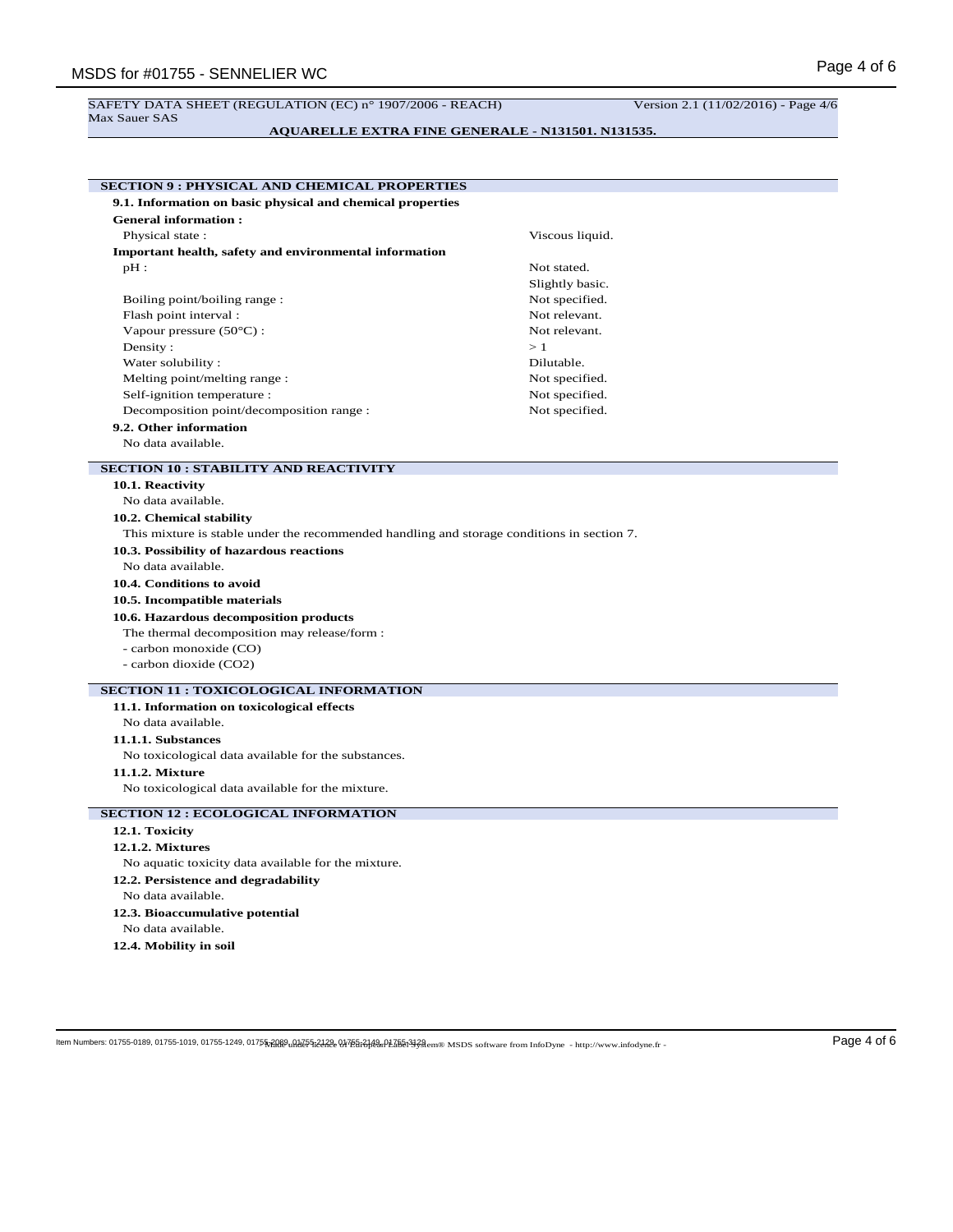SAFETY DATA SHEET (REGULATION (EC) n° 1907/2006 - REACH) Version 2.1 (11/02/2016) - Page 4/6
Max Sauer SAS

**AQUARELLE EXTRA FINE GENERALE - N131501. N131535.**

## SECTION 9 : PHYSICAL AND CHEMICAL PROPERTIES

### 9.1. Information on basic physical and chemical properties

**General information :**

| | |
|---|---|
| Physical state : | Viscous liquid. |

**Important health, safety and environmental information**

| | |
|---|---|
| pH : | Not stated. Slightly basic. |
| Boiling point/boiling range : | Not specified. |
| Flash point interval : | Not relevant. |
| Vapour pressure (50°C) : | Not relevant. |
| Density : | > 1 |
| Water solubility : | Dilutable. |
| Melting point/melting range : | Not specified. |
| Self-ignition temperature : | Not specified. |
| Decomposition point/decomposition range : | Not specified. |

### 9.2. Other information

No data available.

## SECTION 10 : STABILITY AND REACTIVITY

### 10.1. Reactivity

No data available.

### 10.2. Chemical stability

This mixture is stable under the recommended handling and storage conditions in section 7.

### 10.3. Possibility of hazardous reactions

No data available.

### 10.4. Conditions to avoid

### 10.5. Incompatible materials

### 10.6. Hazardous decomposition products

The thermal decomposition may release/form :

- carbon monoxide (CO)
- carbon dioxide ($CO_2$)

## SECTION 11 : TOXICOLOGICAL INFORMATION

### 11.1. Information on toxicological effects

No data available.

#### 11.1.1. Substances

No toxicological data available for the substances.

#### 11.1.2. Mixture

No toxicological data available for the mixture.

## SECTION 12 : ECOLOGICAL INFORMATION

### 12.1. Toxicity

#### 12.1.2. Mixtures

No aquatic toxicity data available for the mixture.

### 12.2. Persistence and degradability

No data available.

### 12.3. Bioaccumulative potential

No data available.

### 12.4. Mobility in soil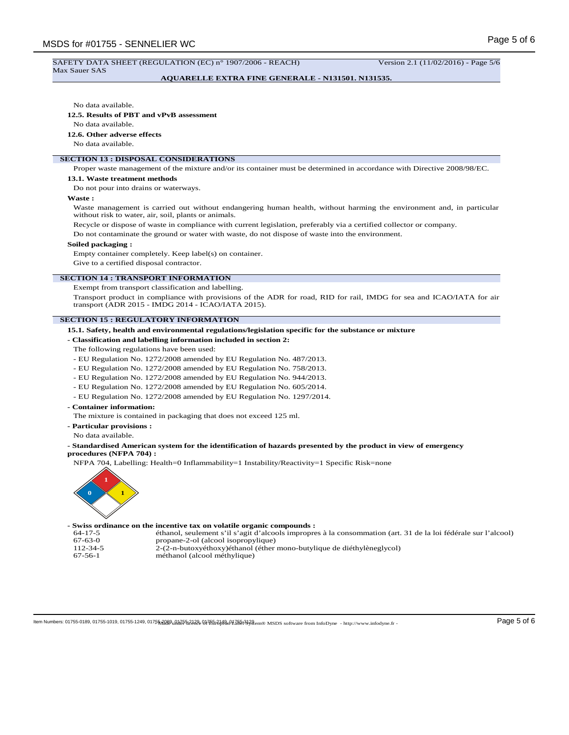No data available.

**12.5. Results of PBT and vPvB assessment**

No data available.

**12.6. Other adverse effects**

No data available.

## SECTION 13 : DISPOSAL CONSIDERATIONS

Proper waste management of the mixture and/or its container must be determined in accordance with Directive 2008/98/EC.

**13.1. Waste treatment methods**

Do not pour into drains or waterways.

**Waste :**

Waste management is carried out without endangering human health, without harming the environment and, in particular without risk to water, air, soil, plants or animals.

Recycle or dispose of waste in compliance with current legislation, preferably via a certified collector or company.

Do not contaminate the ground or water with waste, do not dispose of waste into the environment.

**Soiled packaging :**

Empty container completely. Keep label(s) on container.

Give to a certified disposal contractor.

## SECTION 14 : TRANSPORT INFORMATION

Exempt from transport classification and labelling.

Transport product in compliance with provisions of the ADR for road, RID for rail, IMDG for sea and ICAO/IATA for air transport (ADR 2015 - IMDG 2014 - ICAO/IATA 2015).

## SECTION 15 : REGULATORY INFORMATION

**15.1. Safety, health and environmental regulations/legislation specific for the substance or mixture**

**- Classification and labelling information included in section 2:**

The following regulations have been used:

- EU Regulation No. 1272/2008 amended by EU Regulation No. 487/2013.
- EU Regulation No. 1272/2008 amended by EU Regulation No. 758/2013.
- EU Regulation No. 1272/2008 amended by EU Regulation No. 944/2013.
- EU Regulation No. 1272/2008 amended by EU Regulation No. 605/2014.
- EU Regulation No. 1272/2008 amended by EU Regulation No. 1297/2014.

**- Container information:**

The mixture is contained in packaging that does not exceed 125 ml.

**- Particular provisions :**

No data available.

**- Standardised American system for the identification of hazards presented by the product in view of emergency procedures (NFPA 704) :**

NFPA 704, Labelling: Health=0 Inflammability=1 Instability/Reactivity=1 Specific Risk=none

**- Swiss ordinance on the incentive tax on volatile organic compounds :**

| | |
|---|---|
| 64-17-5 | éthanol, seulement s'il s'agit d'alcools impropres à la consommation (art. 31 de la loi fédérale sur l'alcool) |
| 67-63-0 | propane-2-ol (alcool isopropylique) |
| 112-34-5 | 2-(2-n-butoxyéthoxy)éthanol (éther mono-butylique de diéthylèneglycol) |
| 67-56-1 | méthanol (alcool méthylique) |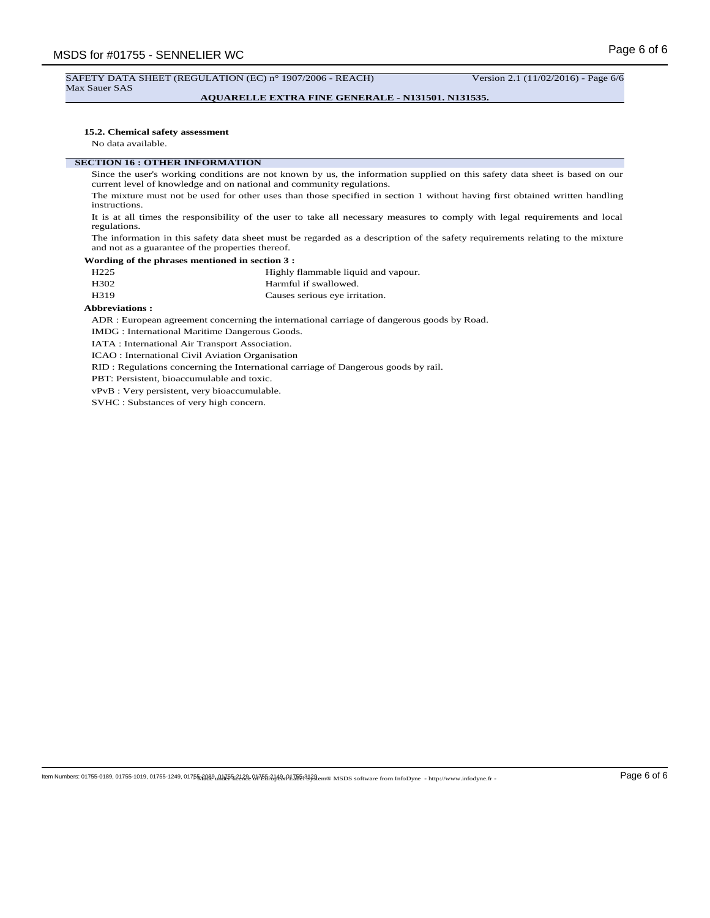#### 15.2. Chemical safety assessment

No data available.

## SECTION 16 : OTHER INFORMATION

Since the user's working conditions are not known by us, the information supplied on this safety data sheet is based on our current level of knowledge and on national and community regulations.

The mixture must not be used for other uses than those specified in section 1 without having first obtained written handling instructions.

It is at all times the responsibility of the user to take all necessary measures to comply with legal requirements and local regulations.

The information in this safety data sheet must be regarded as a description of the safety requirements relating to the mixture and not as a guarantee of the properties thereof.

**Wording of the phrases mentioned in section 3 :**

| | |
|---|---|
| H225 | Highly flammable liquid and vapour. |
| H302 | Harmful if swallowed. |
| H319 | Causes serious eye irritation. |

**Abbreviations :**

ADR : European agreement concerning the international carriage of dangerous goods by Road.

IMDG : International Maritime Dangerous Goods.

IATA : International Air Transport Association.

ICAO : International Civil Aviation Organisation

RID : Regulations concerning the International carriage of Dangerous goods by rail.

PBT: Persistent, bioaccumulable and toxic.

vPvB : Very persistent, very bioaccumulable.

SVHC : Substances of very high concern.